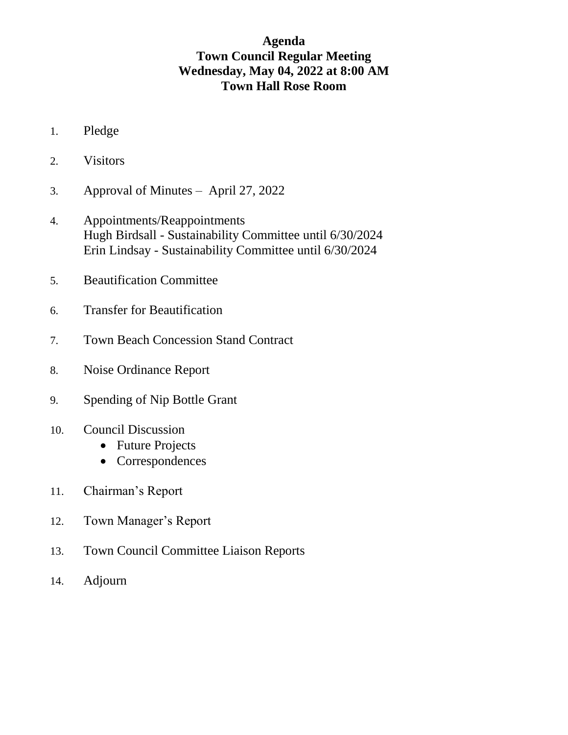# Agenda
## Town Council Regular Meeting
## Wednesday, May 04, 2022 at 8:00 AM
## Town Hall Rose Room

1. Pledge
2. Visitors
3. Approval of Minutes – April 27, 2022
4. Appointments/Reappointments
   Hugh Birdsall - Sustainability Committee until 6/30/2024
   Erin Lindsay - Sustainability Committee until 6/30/2024
5. Beautification Committee
6. Transfer for Beautification
7. Town Beach Concession Stand Contract
8. Noise Ordinance Report
9. Spending of Nip Bottle Grant
10. Council Discussion
    - Future Projects
    - Correspondences
11. Chairman's Report
12. Town Manager's Report
13. Town Council Committee Liaison Reports
14. Adjourn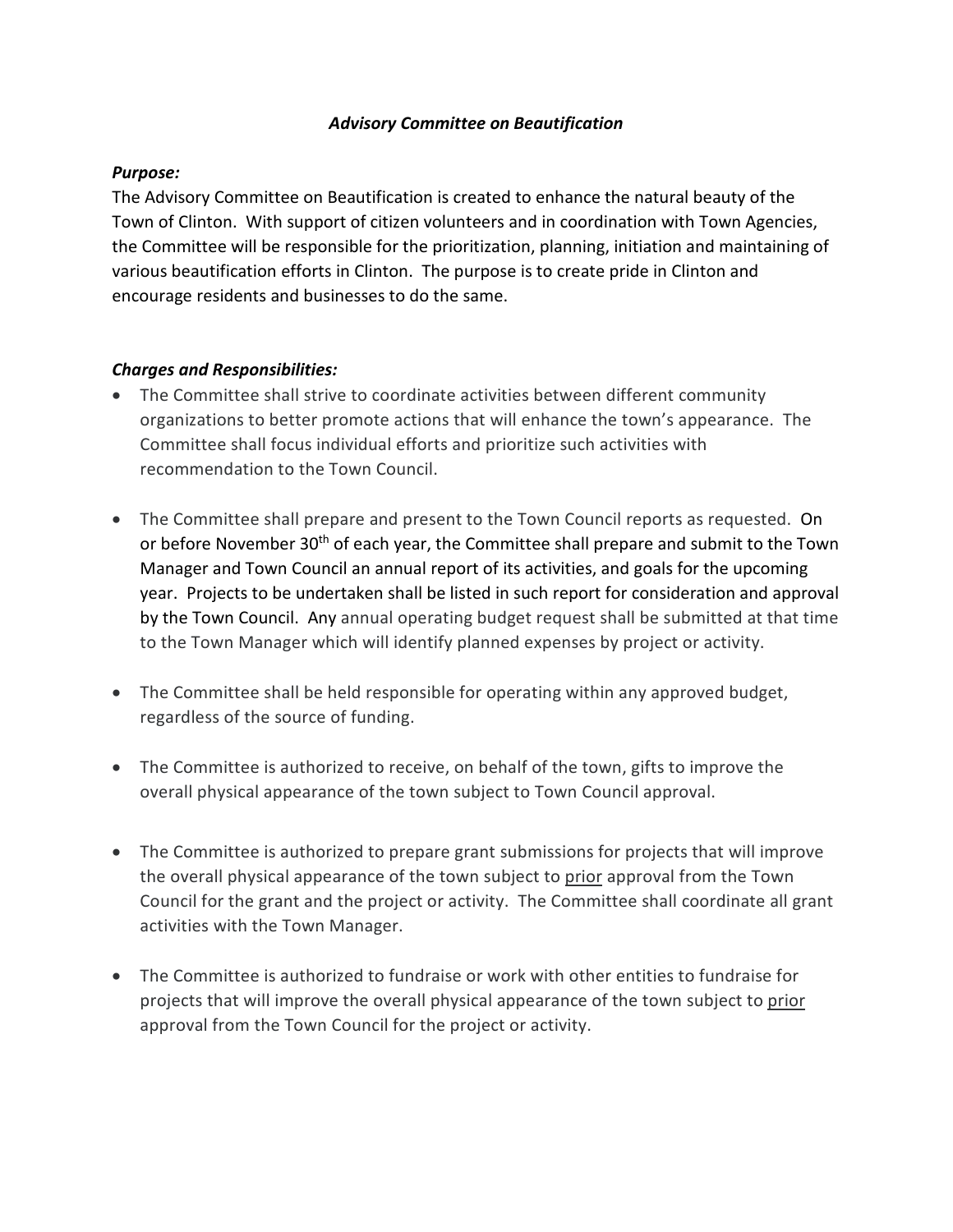***Advisory Committee on Beautification***

***Purpose:***

The Advisory Committee on Beautification is created to enhance the natural beauty of the Town of Clinton. With support of citizen volunteers and in coordination with Town Agencies, the Committee will be responsible for the prioritization, planning, initiation and maintaining of various beautification efforts in Clinton. The purpose is to create pride in Clinton and encourage residents and businesses to do the same.

***Charges and Responsibilities:***

- The Committee shall strive to coordinate activities between different community organizations to better promote actions that will enhance the town's appearance. The Committee shall focus individual efforts and prioritize such activities with recommendation to the Town Council.

- The Committee shall prepare and present to the Town Council reports as requested. On or before November 30th of each year, the Committee shall prepare and submit to the Town Manager and Town Council an annual report of its activities, and goals for the upcoming year. Projects to be undertaken shall be listed in such report for consideration and approval by the Town Council. Any annual operating budget request shall be submitted at that time to the Town Manager which will identify planned expenses by project or activity.

- The Committee shall be held responsible for operating within any approved budget, regardless of the source of funding.

- The Committee is authorized to receive, on behalf of the town, gifts to improve the overall physical appearance of the town subject to Town Council approval.

- The Committee is authorized to prepare grant submissions for projects that will improve the overall physical appearance of the town subject to <u>prior</u> approval from the Town Council for the grant and the project or activity. The Committee shall coordinate all grant activities with the Town Manager.

- The Committee is authorized to fundraise or work with other entities to fundraise for projects that will improve the overall physical appearance of the town subject to <u>prior</u> approval from the Town Council for the project or activity.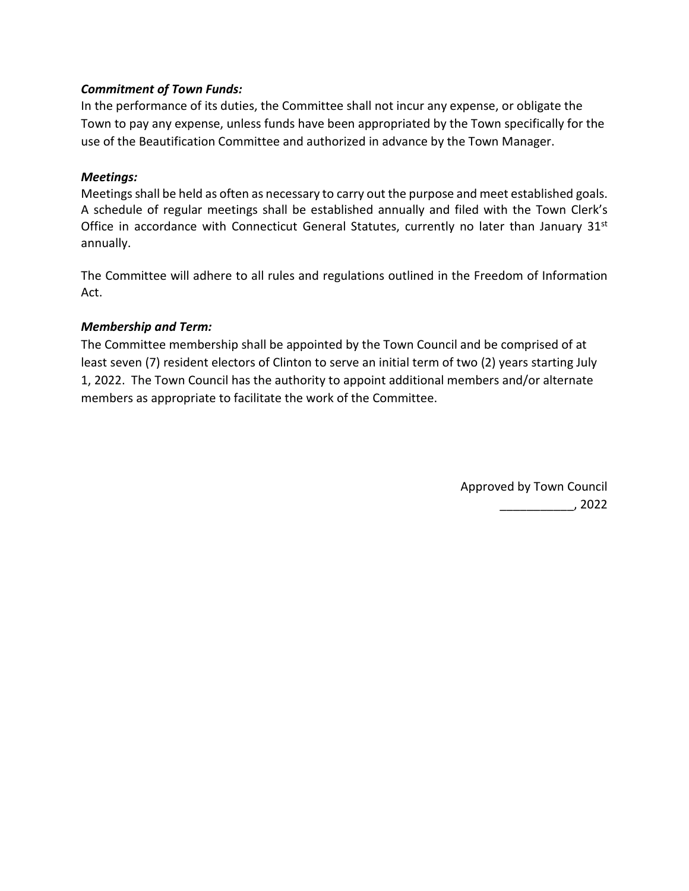***Commitment of Town Funds:***

In the performance of its duties, the Committee shall not incur any expense, or obligate the Town to pay any expense, unless funds have been appropriated by the Town specifically for the use of the Beautification Committee and authorized in advance by the Town Manager.

***Meetings:***

Meetings shall be held as often as necessary to carry out the purpose and meet established goals. A schedule of regular meetings shall be established annually and filed with the Town Clerk's Office in accordance with Connecticut General Statutes, currently no later than January 31st annually.

The Committee will adhere to all rules and regulations outlined in the Freedom of Information Act.

***Membership and Term:***

The Committee membership shall be appointed by the Town Council and be comprised of at least seven (7) resident electors of Clinton to serve an initial term of two (2) years starting July 1, 2022. The Town Council has the authority to appoint additional members and/or alternate members as appropriate to facilitate the work of the Committee.

Approved by Town Council
___________, 2022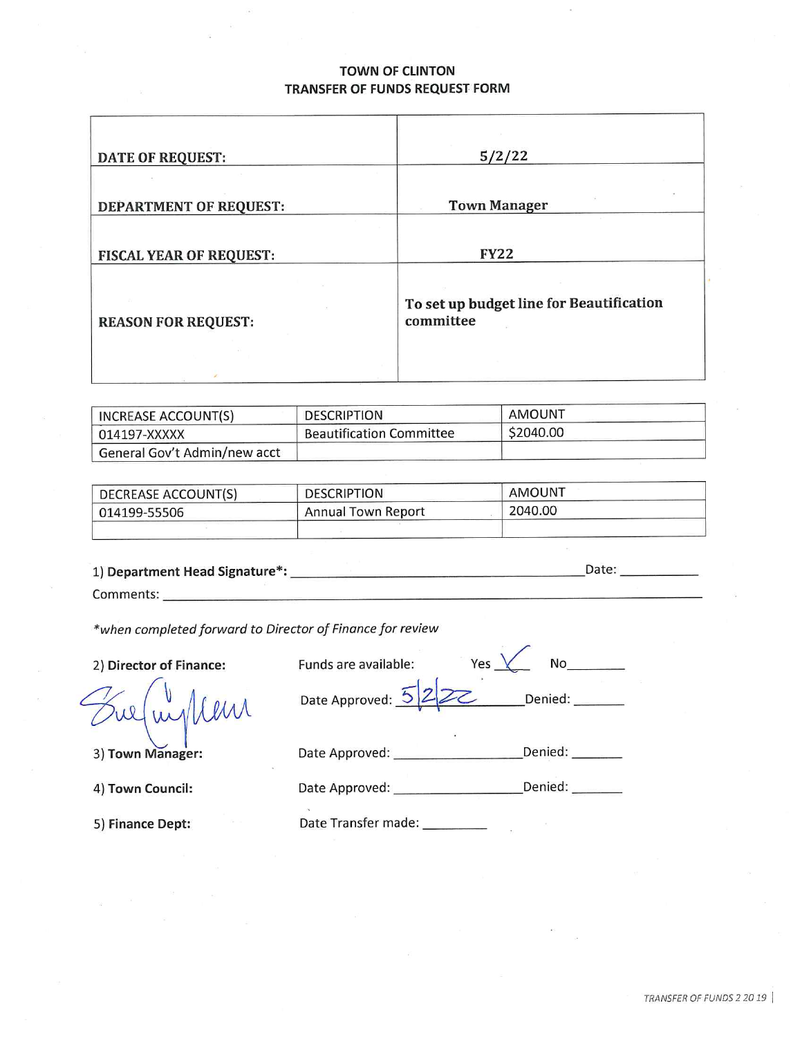# TOWN OF CLINTON
## TRANSFER OF FUNDS REQUEST FORM

| | |
|---|---|
| **DATE OF REQUEST:** | 5/2/22 |
| **DEPARTMENT OF REQUEST:** | **Town Manager** |
| **FISCAL YEAR OF REQUEST:** | **FY22** |
| **REASON FOR REQUEST:** | **To set up budget line for Beautification committee** |

| INCREASE ACCOUNT(S) | DESCRIPTION | AMOUNT |
|---|---|---|
| 014197-XXXXX | Beautification Committee | $2040.00 |
| General Gov't Admin/new acct | | |

| DECREASE ACCOUNT(S) | DESCRIPTION | AMOUNT |
|---|---|---|
| 014199-55506 | Annual Town Report | 2040.00 |
| | | |

1) **Department Head Signature*:** ______________________ Date: __________

Comments: ______________________

*\*when completed forward to Director of Finance for review*

2) **Director of Finance:** Funds are available: Yes ✓ No______

[signature] Date Approved: 5/2/22 Denied: _______

3) **Town Manager:** Date Approved: ______________ Denied: _______

4) **Town Council:** Date Approved: ______________ Denied: _______

5) **Finance Dept:** Date Transfer made: _________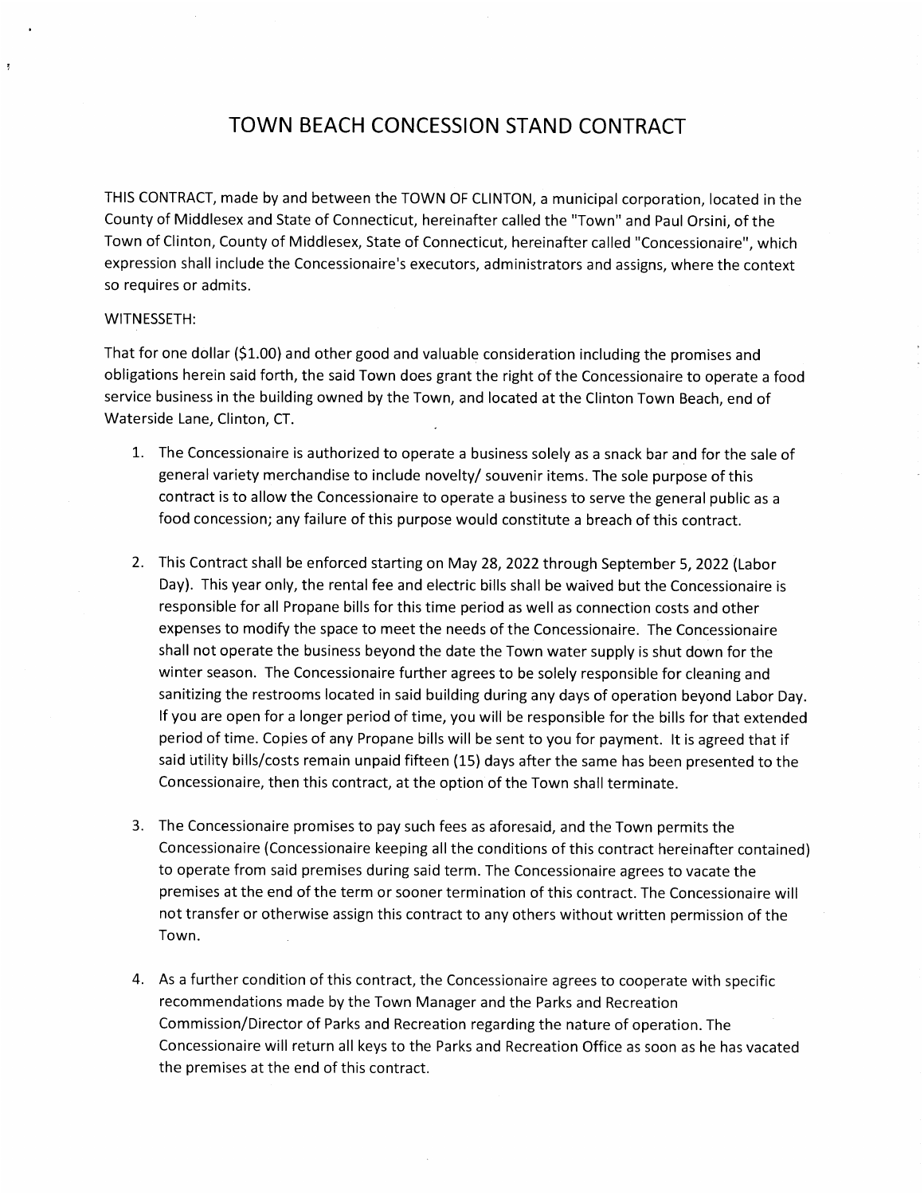# TOWN BEACH CONCESSION STAND CONTRACT

THIS CONTRACT, made by and between the TOWN OF CLINTON, a municipal corporation, located in the County of Middlesex and State of Connecticut, hereinafter called the "Town" and Paul Orsini, of the Town of Clinton, County of Middlesex, State of Connecticut, hereinafter called "Concessionaire", which expression shall include the Concessionaire's executors, administrators and assigns, where the context so requires or admits.

WITNESSETH:

That for one dollar ($1.00) and other good and valuable consideration including the promises and obligations herein said forth, the said Town does grant the right of the Concessionaire to operate a food service business in the building owned by the Town, and located at the Clinton Town Beach, end of Waterside Lane, Clinton, CT.

1. The Concessionaire is authorized to operate a business solely as a snack bar and for the sale of general variety merchandise to include novelty/ souvenir items. The sole purpose of this contract is to allow the Concessionaire to operate a business to serve the general public as a food concession; any failure of this purpose would constitute a breach of this contract.

2. This Contract shall be enforced starting on May 28, 2022 through September 5, 2022 (Labor Day). This year only, the rental fee and electric bills shall be waived but the Concessionaire is responsible for all Propane bills for this time period as well as connection costs and other expenses to modify the space to meet the needs of the Concessionaire. The Concessionaire shall not operate the business beyond the date the Town water supply is shut down for the winter season. The Concessionaire further agrees to be solely responsible for cleaning and sanitizing the restrooms located in said building during any days of operation beyond Labor Day. If you are open for a longer period of time, you will be responsible for the bills for that extended period of time. Copies of any Propane bills will be sent to you for payment. It is agreed that if said utility bills/costs remain unpaid fifteen (15) days after the same has been presented to the Concessionaire, then this contract, at the option of the Town shall terminate.

3. The Concessionaire promises to pay such fees as aforesaid, and the Town permits the Concessionaire (Concessionaire keeping all the conditions of this contract hereinafter contained) to operate from said premises during said term. The Concessionaire agrees to vacate the premises at the end of the term or sooner termination of this contract. The Concessionaire will not transfer or otherwise assign this contract to any others without written permission of the Town.

4. As a further condition of this contract, the Concessionaire agrees to cooperate with specific recommendations made by the Town Manager and the Parks and Recreation Commission/Director of Parks and Recreation regarding the nature of operation. The Concessionaire will return all keys to the Parks and Recreation Office as soon as he has vacated the premises at the end of this contract.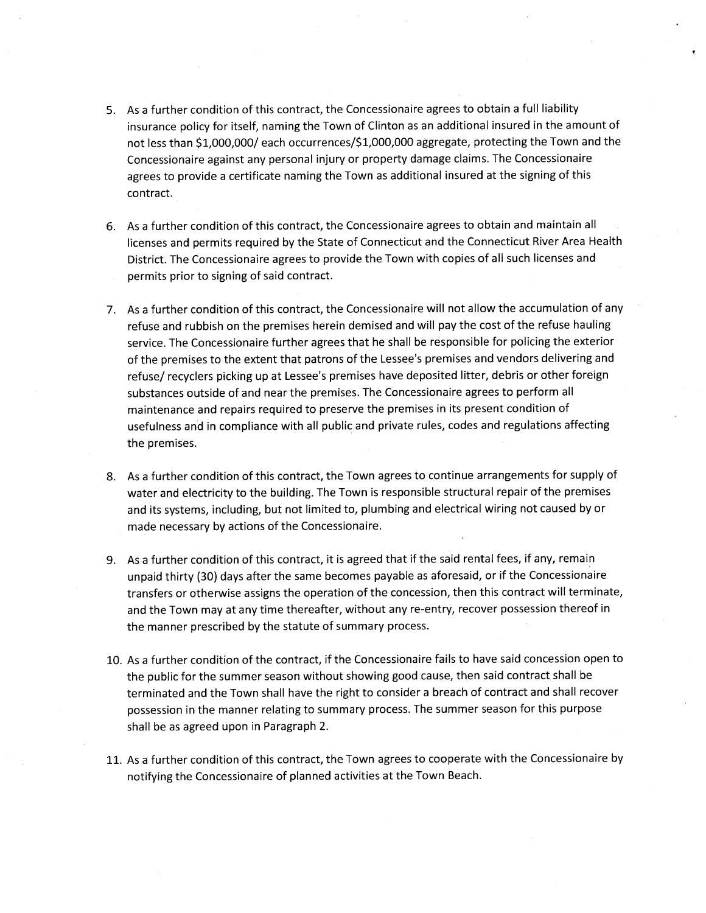5. As a further condition of this contract, the Concessionaire agrees to obtain a full liability insurance policy for itself, naming the Town of Clinton as an additional insured in the amount of not less than $1,000,000/ each occurrences/$1,000,000 aggregate, protecting the Town and the Concessionaire against any personal injury or property damage claims. The Concessionaire agrees to provide a certificate naming the Town as additional insured at the signing of this contract.

6. As a further condition of this contract, the Concessionaire agrees to obtain and maintain all licenses and permits required by the State of Connecticut and the Connecticut River Area Health District. The Concessionaire agrees to provide the Town with copies of all such licenses and permits prior to signing of said contract.

7. As a further condition of this contract, the Concessionaire will not allow the accumulation of any refuse and rubbish on the premises herein demised and will pay the cost of the refuse hauling service. The Concessionaire further agrees that he shall be responsible for policing the exterior of the premises to the extent that patrons of the Lessee's premises and vendors delivering and refuse/ recyclers picking up at Lessee's premises have deposited litter, debris or other foreign substances outside of and near the premises. The Concessionaire agrees to perform all maintenance and repairs required to preserve the premises in its present condition of usefulness and in compliance with all public and private rules, codes and regulations affecting the premises.

8. As a further condition of this contract, the Town agrees to continue arrangements for supply of water and electricity to the building. The Town is responsible structural repair of the premises and its systems, including, but not limited to, plumbing and electrical wiring not caused by or made necessary by actions of the Concessionaire.

9. As a further condition of this contract, it is agreed that if the said rental fees, if any, remain unpaid thirty (30) days after the same becomes payable as aforesaid, or if the Concessionaire transfers or otherwise assigns the operation of the concession, then this contract will terminate, and the Town may at any time thereafter, without any re-entry, recover possession thereof in the manner prescribed by the statute of summary process.

10. As a further condition of the contract, if the Concessionaire fails to have said concession open to the public for the summer season without showing good cause, then said contract shall be terminated and the Town shall have the right to consider a breach of contract and shall recover possession in the manner relating to summary process. The summer season for this purpose shall be as agreed upon in Paragraph 2.

11. As a further condition of this contract, the Town agrees to cooperate with the Concessionaire by notifying the Concessionaire of planned activities at the Town Beach.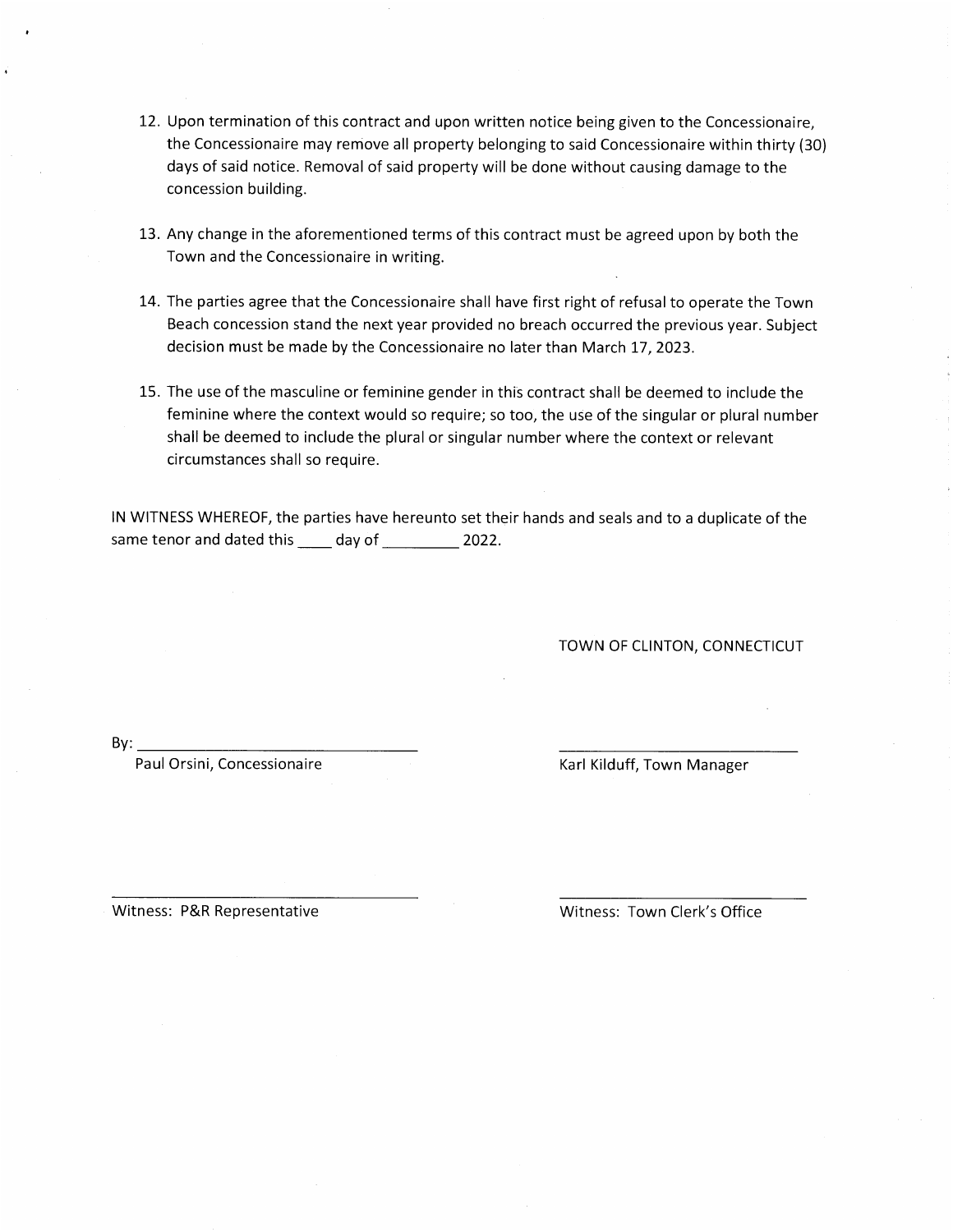12. Upon termination of this contract and upon written notice being given to the Concessionaire, the Concessionaire may remove all property belonging to said Concessionaire within thirty (30) days of said notice. Removal of said property will be done without causing damage to the concession building.

13. Any change in the aforementioned terms of this contract must be agreed upon by both the Town and the Concessionaire in writing.

14. The parties agree that the Concessionaire shall have first right of refusal to operate the Town Beach concession stand the next year provided no breach occurred the previous year. Subject decision must be made by the Concessionaire no later than March 17, 2023.

15. The use of the masculine or feminine gender in this contract shall be deemed to include the feminine where the context would so require; so too, the use of the singular or plural number shall be deemed to include the plural or singular number where the context or relevant circumstances shall so require.

IN WITNESS WHEREOF, the parties have hereunto set their hands and seals and to a duplicate of the same tenor and dated this ____ day of _________ 2022.

TOWN OF CLINTON, CONNECTICUT

By: ________________________________
Paul Orsini, Concessionaire

________________________________
Karl Kilduff, Town Manager

________________________________
Witness: P&R Representative

________________________________
Witness: Town Clerk's Office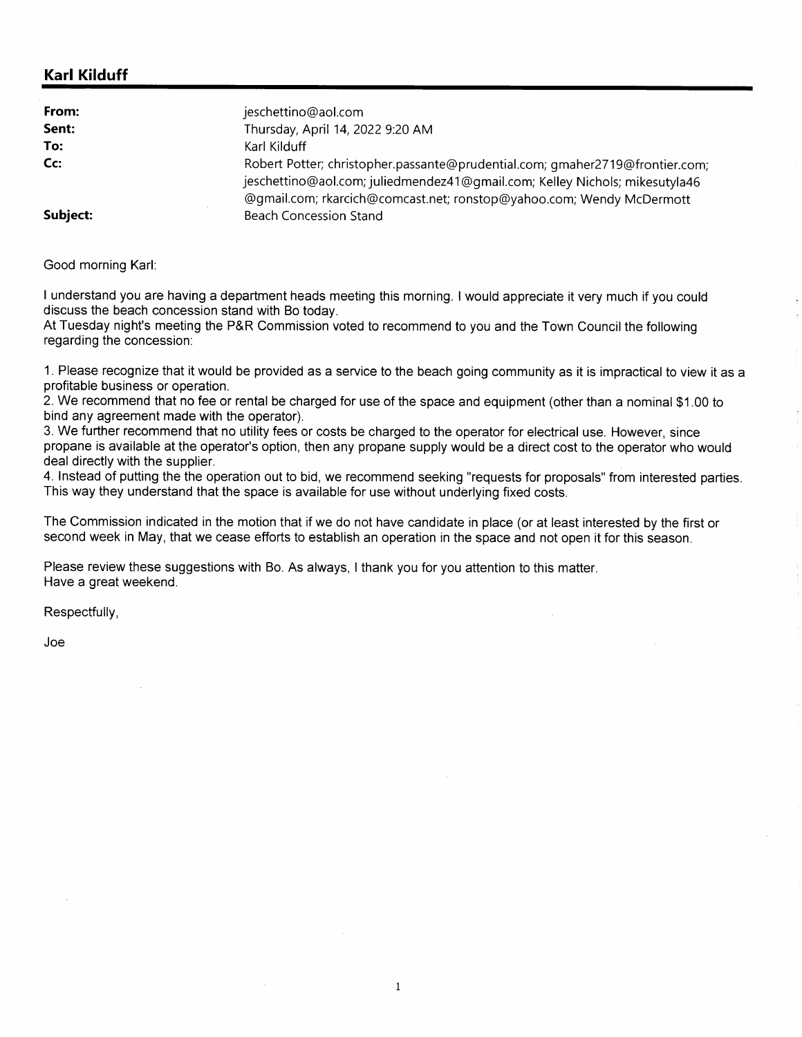## Karl Kilduff

| | |
|---|---|
| **From:** | jeschettino@aol.com |
| **Sent:** | Thursday, April 14, 2022 9:20 AM |
| **To:** | Karl Kilduff |
| **Cc:** | Robert Potter; christopher.passante@prudential.com; gmaher2719@frontier.com; jeschettino@aol.com; juliedmendez41@gmail.com; Kelley Nichols; mikesutyla46 @gmail.com; rkarcich@comcast.net; ronstop@yahoo.com; Wendy McDermott |
| **Subject:** | Beach Concession Stand |

Good morning Karl:

I understand you are having a department heads meeting this morning. I would appreciate it very much if you could discuss the beach concession stand with Bo today.
At Tuesday night's meeting the P&R Commission voted to recommend to you and the Town Council the following regarding the concession:

1. Please recognize that it would be provided as a service to the beach going community as it is impractical to view it as a profitable business or operation.
2. We recommend that no fee or rental be charged for use of the space and equipment (other than a nominal $1.00 to bind any agreement made with the operator).
3. We further recommend that no utility fees or costs be charged to the operator for electrical use. However, since propane is available at the operator's option, then any propane supply would be a direct cost to the operator who would deal directly with the supplier.
4. Instead of putting the the operation out to bid, we recommend seeking "requests for proposals" from interested parties. This way they understand that the space is available for use without underlying fixed costs.

The Commission indicated in the motion that if we do not have candidate in place (or at least interested by the first or second week in May, that we cease efforts to establish an operation in the space and not open it for this season.

Please review these suggestions with Bo. As always, I thank you for you attention to this matter.
Have a great weekend.

Respectfully,

Joe